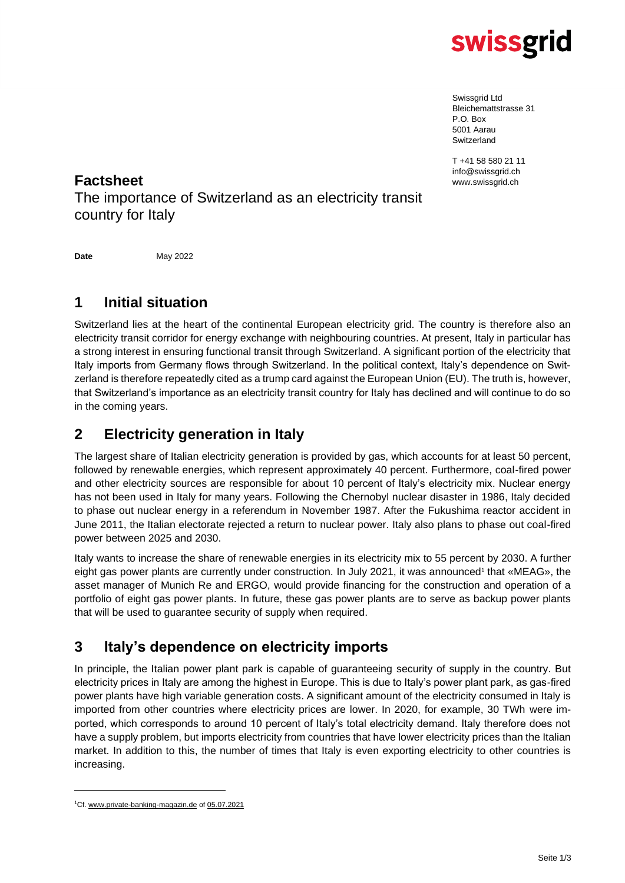swissgrid

Swissgrid Ltd
Bleichemattstrasse 31
P.O. Box
5001 Aarau
Switzerland

T +41 58 580 21 11
info@swissgrid.ch
www.swissgrid.ch

# Factsheet

The importance of Switzerland as an electricity transit country for Italy

**Date** May 2022

## 1 Initial situation

Switzerland lies at the heart of the continental European electricity grid. The country is therefore also an electricity transit corridor for energy exchange with neighbouring countries. At present, Italy in particular has a strong interest in ensuring functional transit through Switzerland. A significant portion of the electricity that Italy imports from Germany flows through Switzerland. In the political context, Italy's dependence on Switzerland is therefore repeatedly cited as a trump card against the European Union (EU). The truth is, however, that Switzerland's importance as an electricity transit country for Italy has declined and will continue to do so in the coming years.

## 2 Electricity generation in Italy

The largest share of Italian electricity generation is provided by gas, which accounts for at least 50 percent, followed by renewable energies, which represent approximately 40 percent. Furthermore, coal-fired power and other electricity sources are responsible for about 10 percent of Italy's electricity mix. Nuclear energy has not been used in Italy for many years. Following the Chernobyl nuclear disaster in 1986, Italy decided to phase out nuclear energy in a referendum in November 1987. After the Fukushima reactor accident in June 2011, the Italian electorate rejected a return to nuclear power. Italy also plans to phase out coal-fired power between 2025 and 2030.

Italy wants to increase the share of renewable energies in its electricity mix to 55 percent by 2030. A further eight gas power plants are currently under construction. In July 2021, it was announced[1] that «MEAG», the asset manager of Munich Re and ERGO, would provide financing for the construction and operation of a portfolio of eight gas power plants. In future, these gas power plants are to serve as backup power plants that will be used to guarantee security of supply when required.

## 3 Italy's dependence on electricity imports

In principle, the Italian power plant park is capable of guaranteeing security of supply in the country. But electricity prices in Italy are among the highest in Europe. This is due to Italy's power plant park, as gas-fired power plants have high variable generation costs. A significant amount of the electricity consumed in Italy is imported from other countries where electricity prices are lower. In 2020, for example, 30 TWh were imported, which corresponds to around 10 percent of Italy's total electricity demand. Italy therefore does not have a supply problem, but imports electricity from countries that have lower electricity prices than the Italian market. In addition to this, the number of times that Italy is even exporting electricity to other countries is increasing.

[1] Cf. www.private-banking-magazin.de of 05.07.2021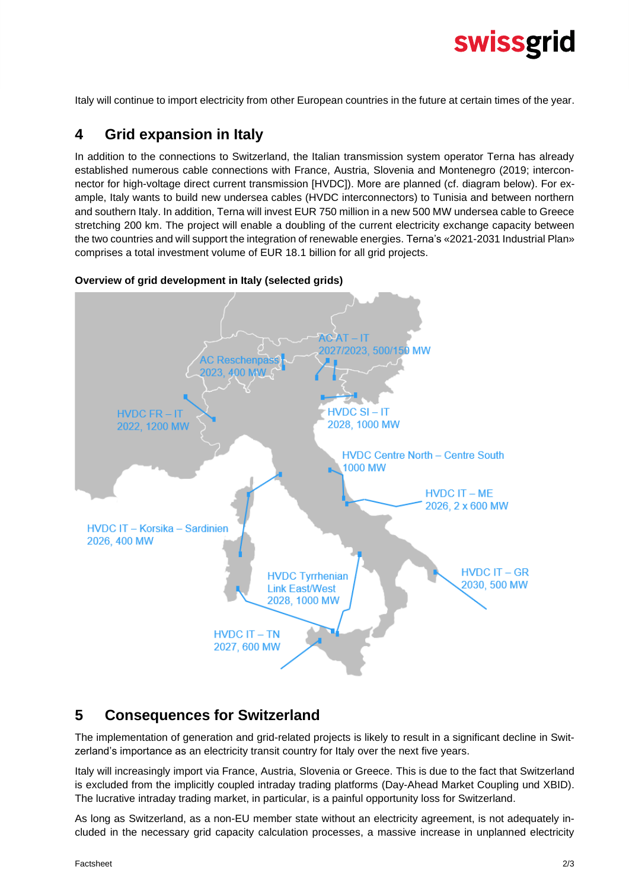Italy will continue to import electricity from other European countries in the future at certain times of the year.

## 4 Grid expansion in Italy

In addition to the connections to Switzerland, the Italian transmission system operator Terna has already established numerous cable connections with France, Austria, Slovenia and Montenegro (2019; interconnector for high-voltage direct current transmission [HVDC]). More are planned (cf. diagram below). For example, Italy wants to build new undersea cables (HVDC interconnectors) to Tunisia and between northern and southern Italy. In addition, Terna will invest EUR 750 million in a new 500 MW undersea cable to Greece stretching 200 km. The project will enable a doubling of the current electricity exchange capacity between the two countries and will support the integration of renewable energies. Terna's «2021-2031 Industrial Plan» comprises a total investment volume of EUR 18.1 billion for all grid projects.

**Overview of grid development in Italy (selected grids)**

AC AT – IT
2027/2023, 500/150 MW

AC Reschenpass
2023, 400 MW

HVDC FR – IT
2022, 1200 MW

HVDC SI – IT
2028, 1000 MW

HVDC Centre North – Centre South
1000 MW

HVDC IT – ME
2026, 2 x 600 MW

HVDC IT – Korsika – Sardinien
2026, 400 MW

HVDC Tyrrhenian Link East/West
2028, 1000 MW

HVDC IT – GR
2030, 500 MW

HVDC IT – TN
2027, 600 MW

## 5 Consequences for Switzerland

The implementation of generation and grid-related projects is likely to result in a significant decline in Switzerland's importance as an electricity transit country for Italy over the next five years.

Italy will increasingly import via France, Austria, Slovenia or Greece. This is due to the fact that Switzerland is excluded from the implicitly coupled intraday trading platforms (Day-Ahead Market Coupling und XBID). The lucrative intraday trading market, in particular, is a painful opportunity loss for Switzerland.

As long as Switzerland, as a non-EU member state without an electricity agreement, is not adequately included in the necessary grid capacity calculation processes, a massive increase in unplanned electricity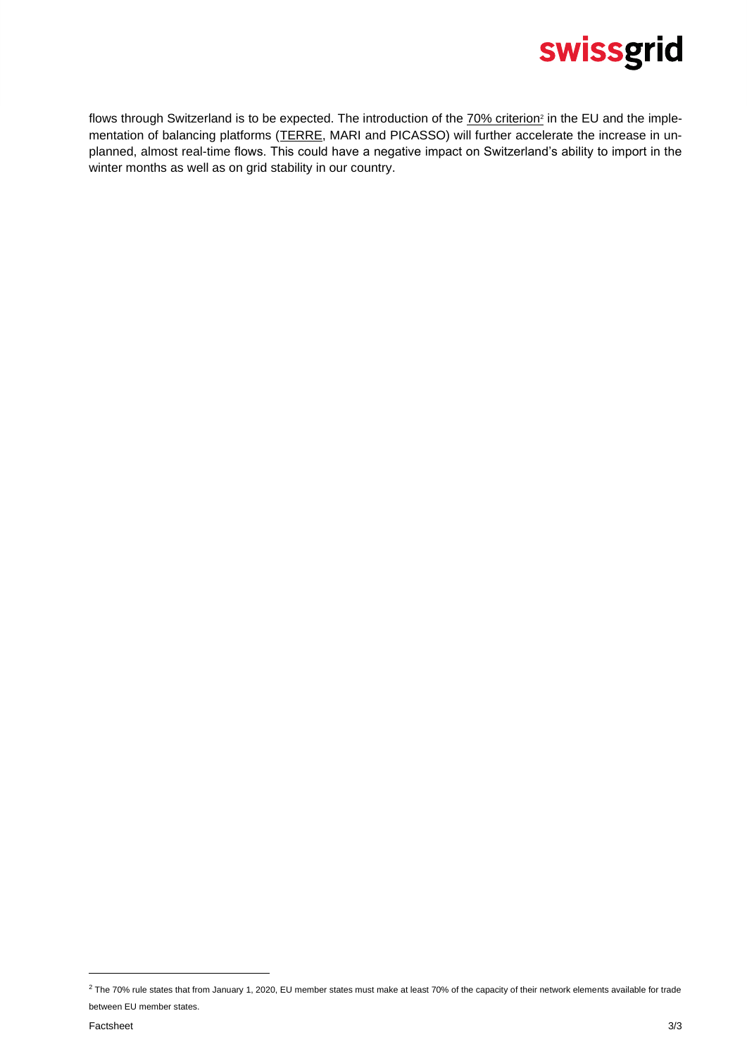flows through Switzerland is to be expected. The introduction of the 70% criterion[2] in the EU and the implementation of balancing platforms (TERRE, MARI and PICASSO) will further accelerate the increase in unplanned, almost real-time flows. This could have a negative impact on Switzerland's ability to import in the winter months as well as on grid stability in our country.

[2] The 70% rule states that from January 1, 2020, EU member states must make at least 70% of the capacity of their network elements available for trade between EU member states.